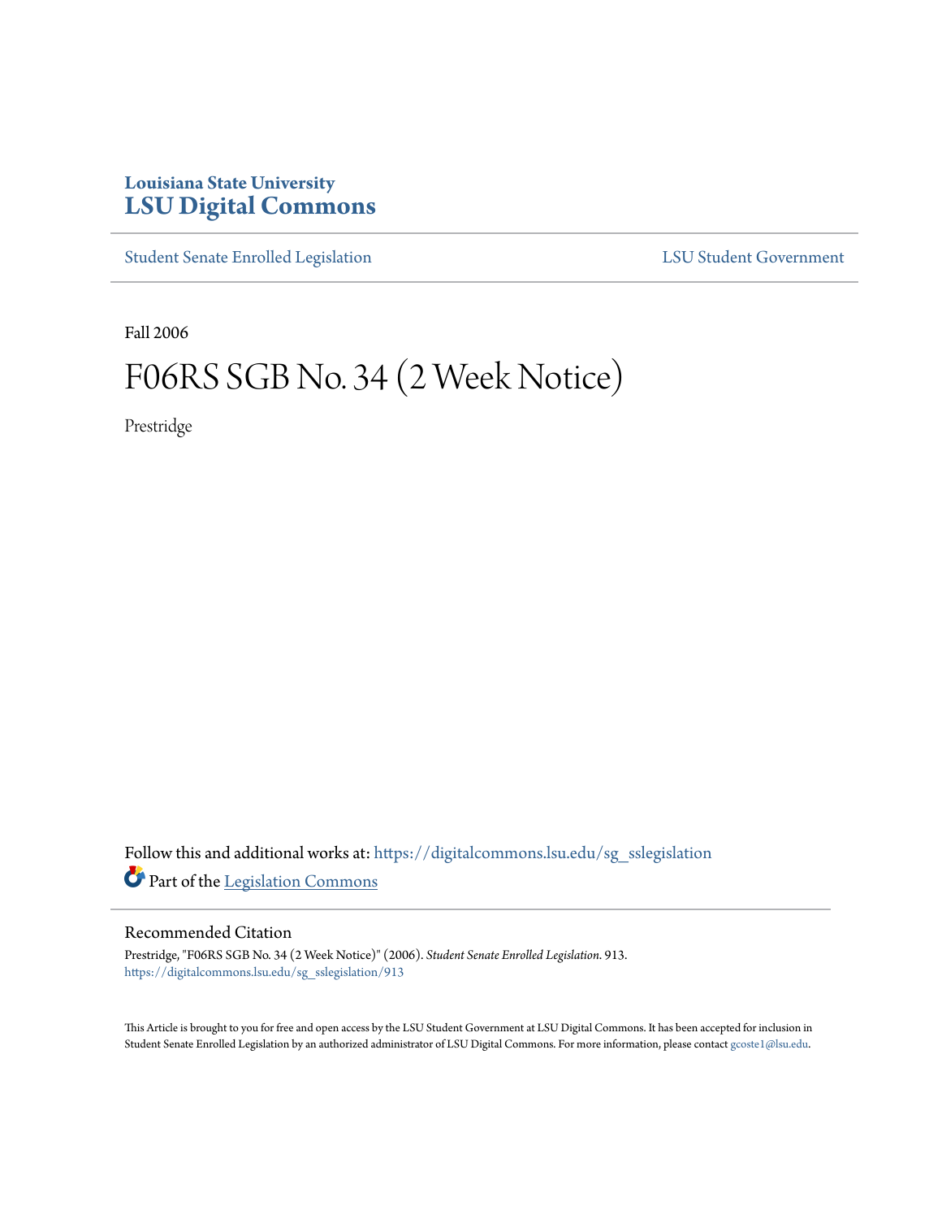Louisiana State University
**LSU Digital Commons**

Student Senate Enrolled Legislation

LSU Student Government

Fall 2006

# F06RS SGB No. 34 (2 Week Notice)

Prestridge

Follow this and additional works at: https://digitalcommons.lsu.edu/sg_sslegislation

Part of the Legislation Commons

## Recommended Citation

Prestridge, "F06RS SGB No. 34 (2 Week Notice)" (2006). *Student Senate Enrolled Legislation*. 913.
https://digitalcommons.lsu.edu/sg_sslegislation/913

This Article is brought to you for free and open access by the LSU Student Government at LSU Digital Commons. It has been accepted for inclusion in Student Senate Enrolled Legislation by an authorized administrator of LSU Digital Commons. For more information, please contact gcoste1@lsu.edu.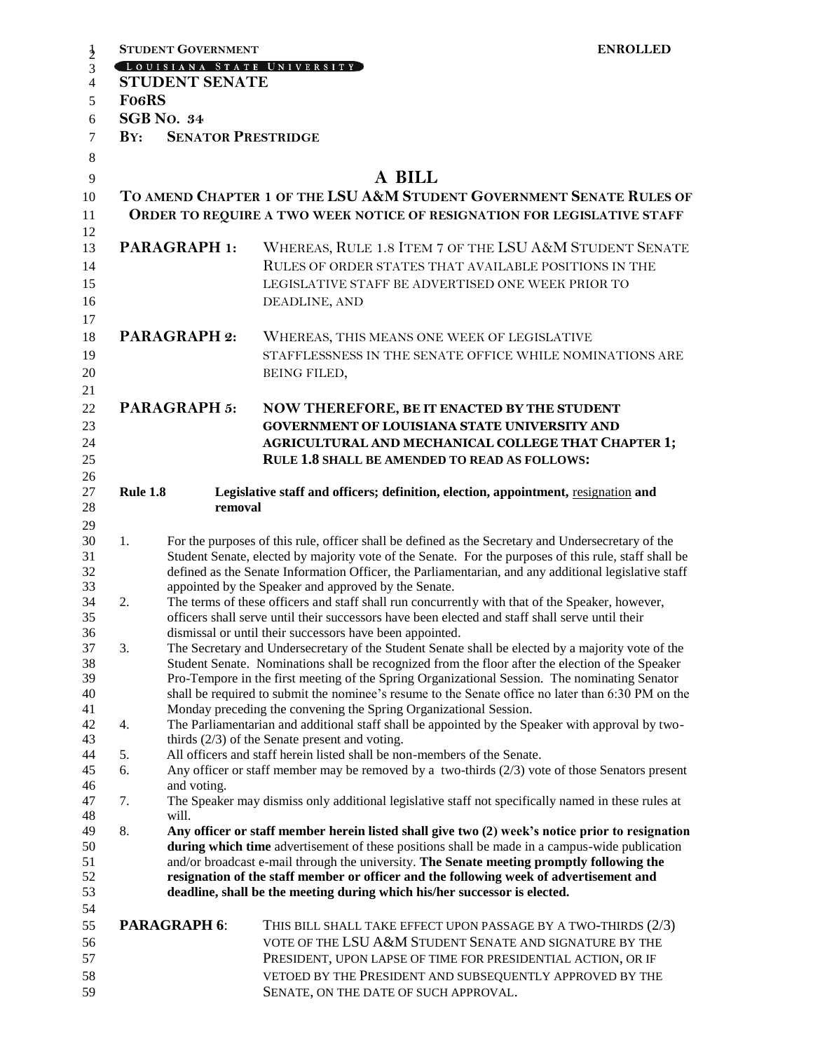**STUDENT GOVERNMENT** **ENROLLED**

LOUISIANA STATE UNIVERSITY

**STUDENT SENATE**

**F06RS**

**SGB NO. 34**

**BY: SENATOR PRESTRIDGE**

# A BILL

## TO AMEND CHAPTER 1 OF THE LSU A&M STUDENT GOVERNMENT SENATE RULES OF ORDER TO REQUIRE A TWO WEEK NOTICE OF RESIGNATION FOR LEGISLATIVE STAFF

**PARAGRAPH 1:** WHEREAS, RULE 1.8 ITEM 7 OF THE LSU A&M STUDENT SENATE RULES OF ORDER STATES THAT AVAILABLE POSITIONS IN THE LEGISLATIVE STAFF BE ADVERTISED ONE WEEK PRIOR TO DEADLINE, AND

**PARAGRAPH 2:** WHEREAS, THIS MEANS ONE WEEK OF LEGISLATIVE STAFFLESSNESS IN THE SENATE OFFICE WHILE NOMINATIONS ARE BEING FILED,

**PARAGRAPH 5:** **NOW THEREFORE, BE IT ENACTED BY THE STUDENT GOVERNMENT OF LOUISIANA STATE UNIVERSITY AND AGRICULTURAL AND MECHANICAL COLLEGE THAT CHAPTER 1; RULE 1.8 SHALL BE AMENDED TO READ AS FOLLOWS:**

**Rule 1.8 Legislative staff and officers; definition, election, appointment,** <u>resignation</u> **and removal**

1. For the purposes of this rule, officer shall be defined as the Secretary and Undersecretary of the Student Senate, elected by majority vote of the Senate. For the purposes of this rule, staff shall be defined as the Senate Information Officer, the Parliamentarian, and any additional legislative staff appointed by the Speaker and approved by the Senate.
2. The terms of these officers and staff shall run concurrently with that of the Speaker, however, officers shall serve until their successors have been elected and staff shall serve until their dismissal or until their successors have been appointed.
3. The Secretary and Undersecretary of the Student Senate shall be elected by a majority vote of the Student Senate. Nominations shall be recognized from the floor after the election of the Speaker Pro-Tempore in the first meeting of the Spring Organizational Session. The nominating Senator shall be required to submit the nominee's resume to the Senate office no later than 6:30 PM on the Monday preceding the convening the Spring Organizational Session.
4. The Parliamentarian and additional staff shall be appointed by the Speaker with approval by two-thirds (2/3) of the Senate present and voting.
5. All officers and staff herein listed shall be non-members of the Senate.
6. Any officer or staff member may be removed by a two-thirds (2/3) vote of those Senators present and voting.
7. The Speaker may dismiss only additional legislative staff not specifically named in these rules at will.
8. **Any officer or staff member herein listed shall give two (2) week's notice prior to resignation during which time** advertisement of these positions shall be made in a campus-wide publication and/or broadcast e-mail through the university. **The Senate meeting promptly following the resignation of the staff member or officer and the following week of advertisement and deadline, shall be the meeting during which his/her successor is elected.**

**PARAGRAPH 6**: THIS BILL SHALL TAKE EFFECT UPON PASSAGE BY A TWO-THIRDS (2/3) VOTE OF THE LSU A&M STUDENT SENATE AND SIGNATURE BY THE PRESIDENT, UPON LAPSE OF TIME FOR PRESIDENTIAL ACTION, OR IF VETOED BY THE PRESIDENT AND SUBSEQUENTLY APPROVED BY THE SENATE, ON THE DATE OF SUCH APPROVAL.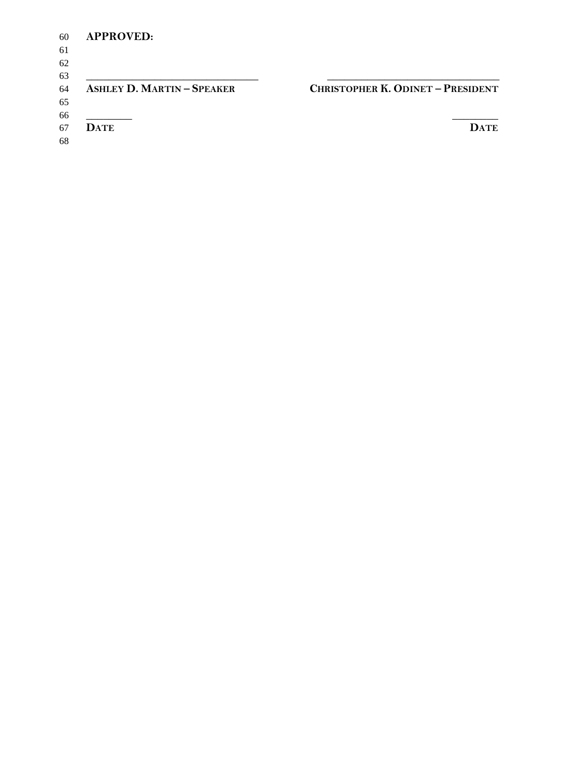**APPROVED:**

\_\_\_\_\_\_\_\_\_\_\_\_\_\_\_\_\_\_\_\_\_\_\_\_\_\_\_\_\_\_
**ASHLEY D. MARTIN – SPEAKER**

\_\_\_\_\_\_\_\_\_
**DATE**

\_\_\_\_\_\_\_\_\_\_\_\_\_\_\_\_\_\_\_\_\_\_\_\_\_\_\_\_\_\_
**CHRISTOPHER K. ODINET – PRESIDENT**

\_\_\_\_\_\_\_\_\_
**DATE**